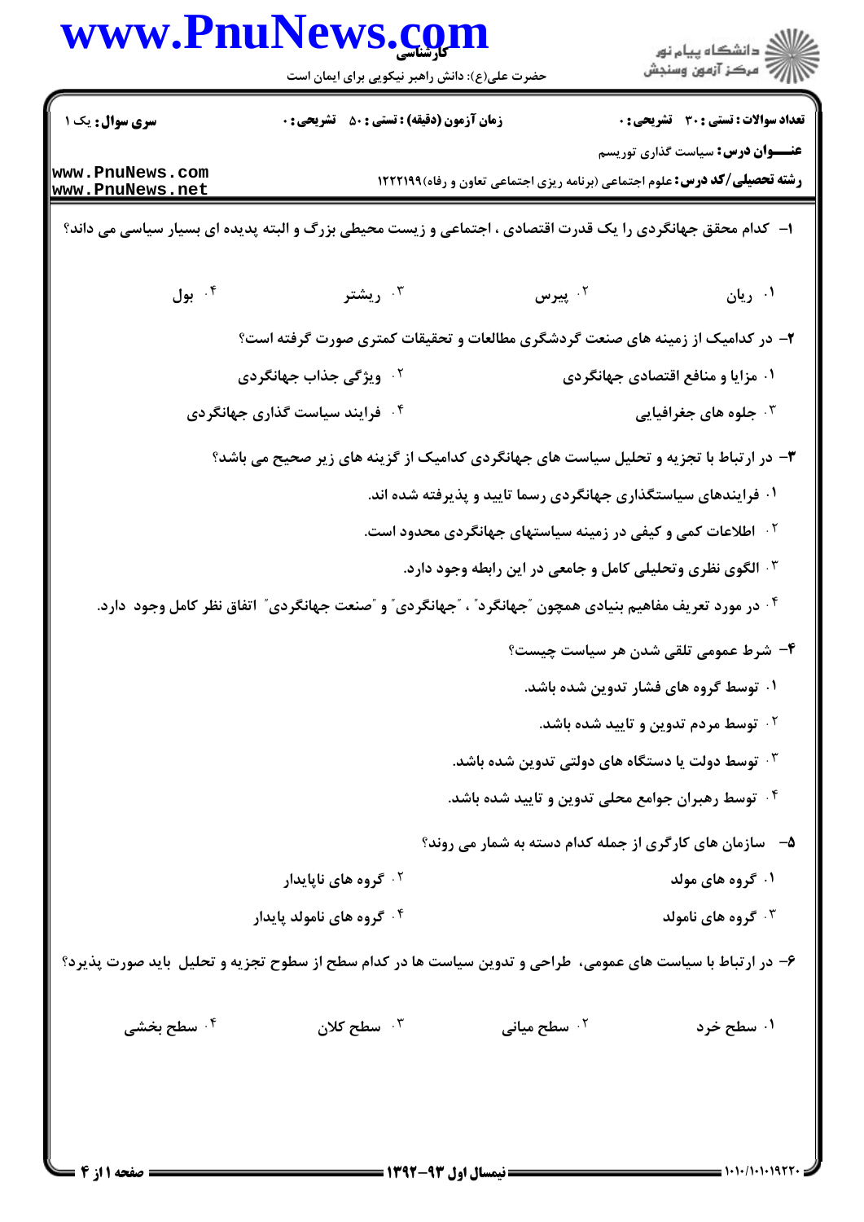**سری سوال:** یک ۱

**زمان آزمون (دقیقه) : تستی : ۵۰ تشریحی : ۰**

**تعداد سوالات : تستی : ۳۰ تشریحی : ۰**

**عنـــوان درس:** سیاست گذاری توریسم

**رشته تحصیلی/کد درس:** علوم اجتماعی (برنامه ریزی اجتماعی تعاون و رفاه)۱۲۲۲۱۹۹

۱- کدام محقق جهانگردی را یک قدرت اقتصادی ، اجتماعی و زیست محیطی بزرگ و البته پدیده ای بسیار سیاسی می داند؟

۱. ریان    ۲. پیرس    ۳. ریشتر    ۴. بول

۲- در کدامیک از زمینه های صنعت گردشگری مطالعات و تحقیقات کمتری صورت گرفته است؟

۱. مزایا و منافع اقتصادی جهانگردی
۲. ویژگی جذاب جهانگردی
۳. جلوه های جغرافیایی
۴. فرایند سیاست گذاری جهانگردی

۳- در ارتباط با تجزیه و تحلیل سیاست های جهانگردی کدامیک از گزینه های زیر صحیح می باشد؟

۱. فرایندهای سیاستگذاری جهانگردی رسما تایید و پذیرفته شده اند.
۲. اطلاعات کمی و کیفی در زمینه سیاستهای جهانگردی محدود است.
۳. الگوی نظری وتحلیلی کامل و جامعی در این رابطه وجود دارد.
۴. در مورد تعریف مفاهیم بنیادی همچون "جهانگرد" ، "جهانگردی" و "صنعت جهانگردی" اتفاق نظر کامل وجود دارد.

۴- شرط عمومی تلقی شدن هر سیاست چیست؟

۱. توسط گروه های فشار تدوین شده باشد.
۲. توسط مردم تدوین و تایید شده باشد.
۳. توسط دولت یا دستگاه های دولتی تدوین شده باشد.
۴. توسط رهبران جوامع محلی تدوین و تایید شده باشد.

۵- سازمان های کارگری از جمله کدام دسته به شمار می روند؟

۱. گروه های مولد
۲. گروه های ناپایدار
۳. گروه های نامولد
۴. گروه های نامولد پایدار

۶- در ارتباط با سیاست های عمومی، طراحی و تدوین سیاست ها در کدام سطح از سطوح تجزیه و تحلیل باید صورت پذیرد؟

۱. سطح خرد    ۲. سطح میانی    ۳. سطح کلان    ۴. سطح بخشی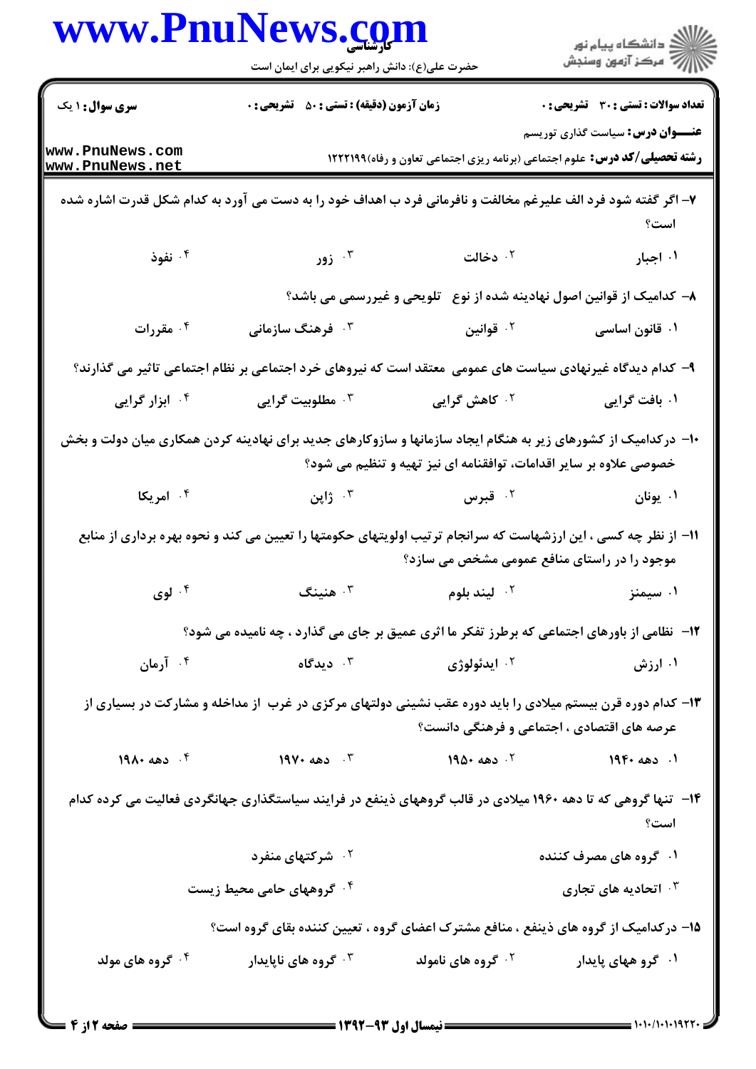**سری سوال:** ۱ یک | **زمان آزمون (دقیقه) : تستی :** ۵۰ **تشریحی :** ۰ | **تعداد سوالات : تستی :** ۳۰ **تشریحی :** ۰

**عنـــوان درس:** سیاست گذاری توریسم

**رشته تحصیلی/کد درس:** علوم اجتماعی (برنامه ریزی اجتماعی تعاون و رفاه)۱۲۲۲۱۹۹

۷- اگر گفته شود فرد الف علیرغم مخالفت و نافرمانی فرد ب اهداف خود را به دست می آورد به کدام شکل قدرت اشاره شده است؟

۱. اجبار
۲. دخالت
۳. زور
۴. نفوذ

۸- کدامیک از قوانین اصول نهادینه شده از نوع تلویحی و غیررسمی می باشد؟

۱. قانون اساسی
۲. قوانین
۳. فرهنگ سازمانی
۴. مقررات

۹- کدام دیدگاه غیرنهادی سیاست های عمومی معتقد است که نیروهای خرد اجتماعی بر نظام اجتماعی تاثیر می گذارند؟

۱. بافت گرایی
۲. کاهش گرایی
۳. مطلوبیت گرایی
۴. ابزار گرایی

۱۰- درکدامیک از کشورهای زیر به هنگام ایجاد سازمانها و سازوکارهای جدید برای نهادینه کردن همکاری میان دولت و بخش خصوصی علاوه بر سایر اقدامات، توافقنامه ای نیز تهیه و تنظیم می شود؟

۱. یونان
۲. قبرس
۳. ژاپن
۴. امریکا

۱۱- از نظر چه کسی ، این ارزشهاست که سرانجام ترتیب اولویتهای حکومتها را تعیین می کند و نحوه بهره برداری از منابع موجود را در راستای منافع عمومی مشخص می سازد؟

۱. سیمنز
۲. لیند بلوم
۳. هنینگ
۴. لوی

۱۲- نظامی از باورهای اجتماعی که برطرز تفکر ما اثری عمیق بر جای می گذارد ، چه نامیده می شود؟

۱. ارزش
۲. ایدئولوژی
۳. دیدگاه
۴. آرمان

۱۳- کدام دوره قرن بیستم میلادی را باید دوره عقب نشینی دولتهای مرکزی در غرب از مداخله و مشارکت در بسیاری از عرصه های اقتصادی ، اجتماعی و فرهنگی دانست؟

۱. دهه ۱۹۴۰
۲. دهه ۱۹۵۰
۳. دهه ۱۹۷۰
۴. دهه ۱۹۸۰

۱۴- تنها گروهی که تا دهه ۱۹۶۰ میلادی در قالب گروههای ذینفع در فرایند سیاستگذاری جهانگردی فعالیت می کرده کدام است؟

۱. گروه های مصرف کننده
۲. شرکتهای منفرد
۳. اتحادیه های تجاری
۴. گروههای حامی محیط زیست

۱۵- درکدامیک از گروه های ذینفع ، منافع مشترک اعضای گروه ، تعیین کننده بقای گروه است؟

۱. گرو ههای پایدار
۲. گروه های نامولد
۳. گروه های ناپایدار
۴. گروه های مولد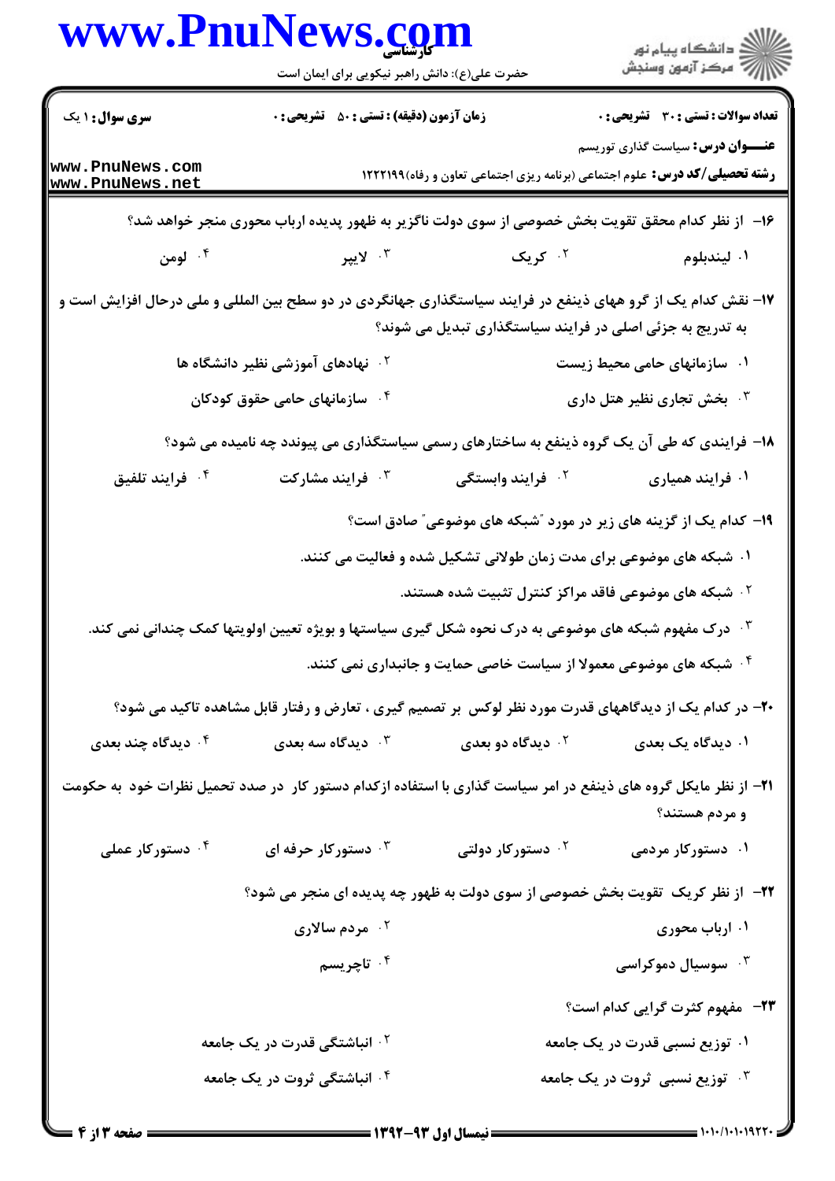۱۶- از نظر کدام محقق تقویت بخش خصوصی از سوی دولت ناگزیر به ظهور پدیده ارباب محوری منجر خواهد شد؟

۱. لیندبلوم
۲. کریک
۳. لاپیر
۴. لومن

۱۷- نقش کدام یک از گرو ههای ذینفع در فرایند سیاستگذاری جهانگردی در دو سطح بین المللی و ملی درحال افزایش است و به تدریج به جزئی اصلی در فرایند سیاستگذاری تبدیل می شوند؟

۱. سازمانهای حامی محیط زیست
۲. نهادهای آموزشی نظیر دانشگاه ها
۳. بخش تجاری نظیر هتل داری
۴. سازمانهای حامی حقوق کودکان

۱۸- فرایندی که طی آن یک گروه ذینفع به ساختارهای رسمی سیاستگذاری می پیوندد چه نامیده می شود؟

۱. فرایند همیاری
۲. فرایند وابستگی
۳. فرایند مشارکت
۴. فرایند تلفیق

۱۹- کدام یک از گزینه های زیر در مورد "شبکه های موضوعی" صادق است؟

۱. شبکه های موضوعی برای مدت زمان طولانی تشکیل شده و فعالیت می کنند.
۲. شبکه های موضوعی فاقد مراکز کنترل تثبیت شده هستند.
۳. درک مفهوم شبکه های موضوعی به درک نحوه شکل گیری سیاستها و بویژه تعیین اولویتها کمک چندانی نمی کند.
۴. شبکه های موضوعی معمولا از سیاست خاصی حمایت و جانبداری نمی کنند.

۲۰- در کدام یک از دیدگاههای قدرت مورد نظر لوکس بر تصمیم گیری ، تعارض و رفتار قابل مشاهده تاکید می شود؟

۱. دیدگاه یک بعدی
۲. دیدگاه دو بعدی
۳. دیدگاه سه بعدی
۴. دیدگاه چند بعدی

۲۱- از نظر مایکل گروه های ذینفع در امر سیاست گذاری با استفاده ازکدام دستور کار در صدد تحمیل نظرات خود به حکومت و مردم هستند؟

۱. دستورکار مردمی
۲. دستورکار دولتی
۳. دستورکار حرفه ای
۴. دستورکار عملی

۲۲- از نظر کریک تقویت بخش خصوصی از سوی دولت به ظهور چه پدیده ای منجر می شود؟

۱. ارباب محوری
۲. مردم سالاری
۳. سوسیال دموکراسی
۴. تاچریسم

۲۳- مفهوم کثرت گرایی کدام است؟

۱. توزیع نسبی قدرت در یک جامعه
۲. انباشتگی قدرت در یک جامعه
۳. توزیع نسبی ثروت در یک جامعه
۴. انباشتگی ثروت در یک جامعه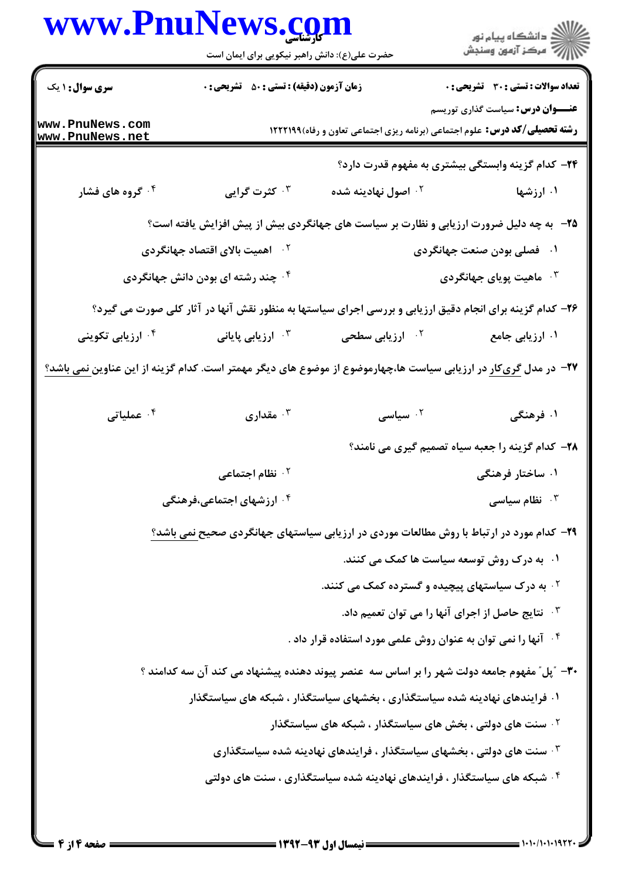**سری سوال:** ۱ یک

**زمان آزمون (دقیقه) : تستی : ۵۰ تشریحی : ۰**

**تعداد سوالات : تستی : ۳۰ تشریحی : ۰**

**عنـــوان درس:** سیاست گذاری توریسم

**رشته تحصیلی/کد درس:** علوم اجتماعی (برنامه ریزی اجتماعی تعاون و رفاه)۱۲۲۲۱۹۹

۲۴- کدام گزینه وابستگی بیشتری به مفهوم قدرت دارد؟

۱. ارزشها
۲. اصول نهادینه شده
۳. کثرت گرایی
۴. گروه های فشار

۲۵- به چه دلیل ضرورت ارزیابی و نظارت بر سیاست های جهانگردی بیش از پیش افزایش یافته است؟

۱. فصلی بودن صنعت جهانگردی
۲. اهمیت بالای اقتصاد جهانگردی
۳. ماهیت پویای جهانگردی
۴. چند رشته ای بودن دانش جهانگردی

۲۶- کدام گزینه برای انجام دقیق ارزیابی و بررسی اجرای سیاستها به منظور نقش آنها در آثار کلی صورت می گیرد؟

۱. ارزیابی جامع
۲. ارزیابی سطحی
۳. ارزیابی پایانی
۴. ارزیابی تکوینی

۲۷- در مدل گری‌کار در ارزیابی سیاست ها،چهارموضوع از موضوع های دیگر مهمتر است. کدام گزینه از این عناوین نمی باشد؟

۱. فرهنگی
۲. سیاسی
۳. مقداری
۴. عملیاتی

۲۸- کدام گزینه را جعبه سیاه تصمیم گیری می نامند؟

۱. ساختار فرهنگی
۲. نظام اجتماعی
۳. نظام سیاسی
۴. ارزشهای اجتماعی،فرهنگی

۲۹- کدام مورد در ارتباط با روش مطالعات موردی در ارزیابی سیاستهای جهانگردی صحیح نمی باشد؟

۱. به درک روش توسعه سیاست ها کمک می کنند.
۲. به درک سیاستهای پیچیده و گسترده کمک می کنند.
۳. نتایج حاصل از اجرای آنها را می توان تعمیم داد.
۴. آنها را نمی توان به عنوان روش علمی مورد استفاده قرار داد .

۳۰- "پل" مفهوم جامعه دولت شهر را بر اساس سه عنصر پیوند دهنده پیشنهاد می کند آن سه کدامند ؟

۱. فرایندهای نهادینه شده سیاستگذاری ، بخشهای سیاستگذار ، شبکه های سیاستگذار
۲. سنت های دولتی ، بخش های سیاستگذار ، شبکه های سیاستگذار
۳. سنت های دولتی ، بخشهای سیاستگذار ، فرایندهای نهادینه شده سیاستگذاری
۴. شبکه های سیاستگذار ، فرایندهای نهادینه شده سیاستگذاری ، سنت های دولتی